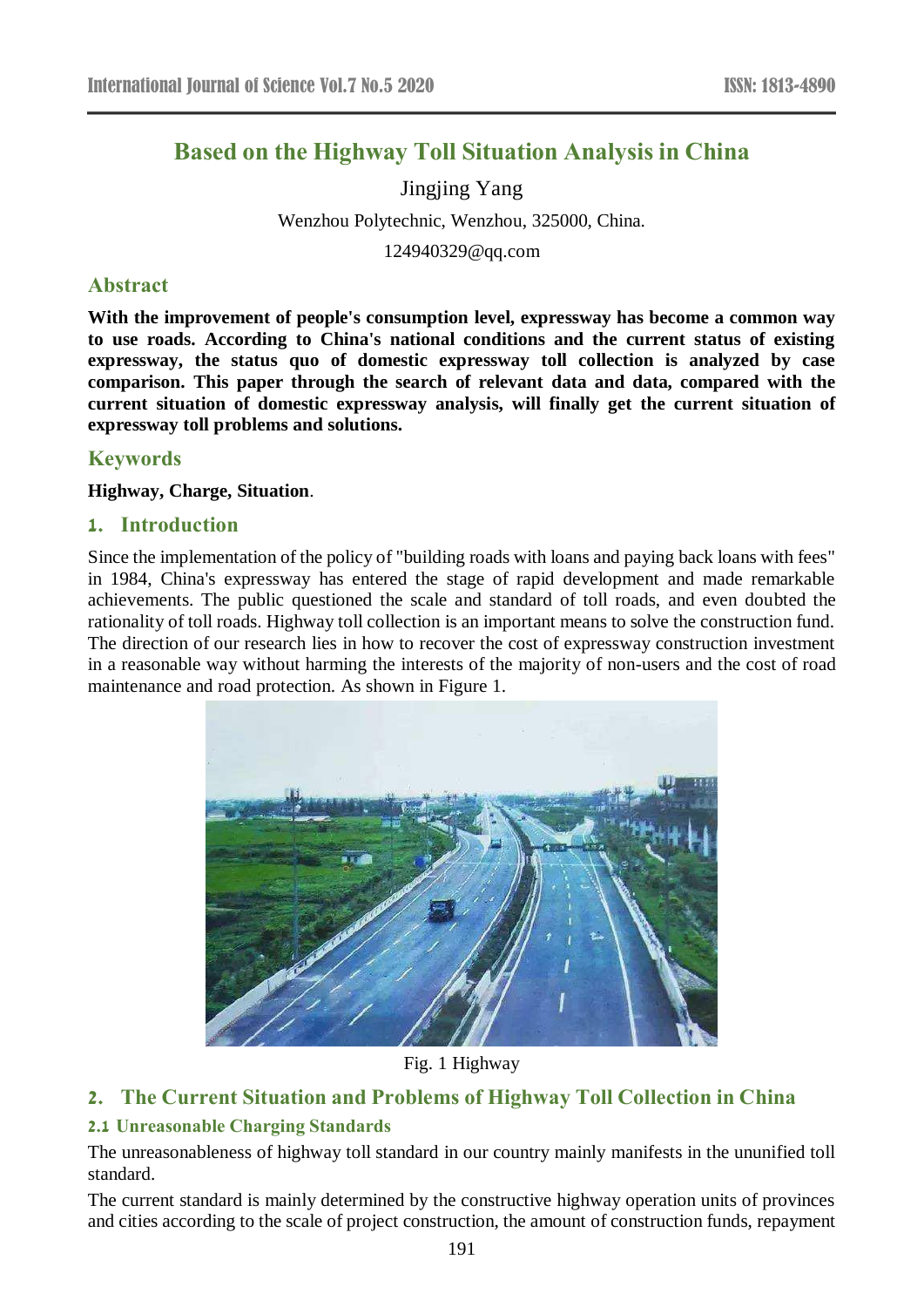# Based on the Highway Toll Situation Analysis in China

Jingjing Yang

Wenzhou Polytechnic, Wenzhou, 325000, China.

124940329@qq.com

## Abstract

**With the improvement of people's consumption level, expressway has become a common way to use roads. According to China's national conditions and the current status of existing expressway, the status quo of domestic expressway toll collection is analyzed by case comparison. This paper through the search of relevant data and data, compared with the current situation of domestic expressway analysis, will finally get the current situation of expressway toll problems and solutions.**

## Keywords

**Highway, Charge, Situation**.

## 1. Introduction

Since the implementation of the policy of "building roads with loans and paying back loans with fees" in 1984, China's expressway has entered the stage of rapid development and made remarkable achievements. The public questioned the scale and standard of toll roads, and even doubted the rationality of toll roads. Highway toll collection is an important means to solve the construction fund. The direction of our research lies in how to recover the cost of expressway construction investment in a reasonable way without harming the interests of the majority of non-users and the cost of road maintenance and road protection. As shown in Figure 1.

Fig. 1 Highway

## 2. The Current Situation and Problems of Highway Toll Collection in China

### 2.1 Unreasonable Charging Standards

The unreasonableness of highway toll standard in our country mainly manifests in the ununified toll standard.

The current standard is mainly determined by the constructive highway operation units of provinces and cities according to the scale of project construction, the amount of construction funds, repayment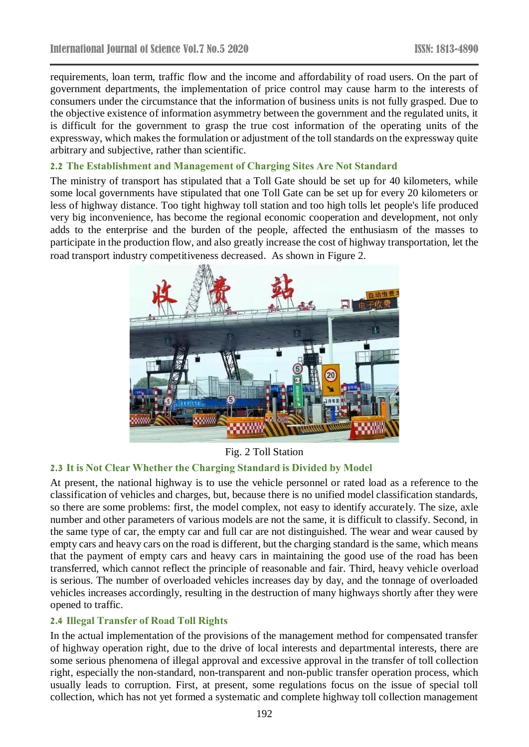requirements, loan term, traffic flow and the income and affordability of road users. On the part of government departments, the implementation of price control may cause harm to the interests of consumers under the circumstance that the information of business units is not fully grasped. Due to the objective existence of information asymmetry between the government and the regulated units, it is difficult for the government to grasp the true cost information of the operating units of the expressway, which makes the formulation or adjustment of the toll standards on the expressway quite arbitrary and subjective, rather than scientific.

### 2.2 The Establishment and Management of Charging Sites Are Not Standard

The ministry of transport has stipulated that a Toll Gate should be set up for 40 kilometers, while some local governments have stipulated that one Toll Gate can be set up for every 20 kilometers or less of highway distance. Too tight highway toll station and too high tolls let people's life produced very big inconvenience, has become the regional economic cooperation and development, not only adds to the enterprise and the burden of the people, affected the enthusiasm of the masses to participate in the production flow, and also greatly increase the cost of highway transportation, let the road transport industry competitiveness decreased. As shown in Figure 2.

Fig. 2 Toll Station

### 2.3 It is Not Clear Whether the Charging Standard is Divided by Model

At present, the national highway is to use the vehicle personnel or rated load as a reference to the classification of vehicles and charges, but, because there is no unified model classification standards, so there are some problems: first, the model complex, not easy to identify accurately. The size, axle number and other parameters of various models are not the same, it is difficult to classify. Second, in the same type of car, the empty car and full car are not distinguished. The wear and wear caused by empty cars and heavy cars on the road is different, but the charging standard is the same, which means that the payment of empty cars and heavy cars in maintaining the good use of the road has been transferred, which cannot reflect the principle of reasonable and fair. Third, heavy vehicle overload is serious. The number of overloaded vehicles increases day by day, and the tonnage of overloaded vehicles increases accordingly, resulting in the destruction of many highways shortly after they were opened to traffic.

### 2.4 Illegal Transfer of Road Toll Rights

In the actual implementation of the provisions of the management method for compensated transfer of highway operation right, due to the drive of local interests and departmental interests, there are some serious phenomena of illegal approval and excessive approval in the transfer of toll collection right, especially the non-standard, non-transparent and non-public transfer operation process, which usually leads to corruption. First, at present, some regulations focus on the issue of special toll collection, which has not yet formed a systematic and complete highway toll collection management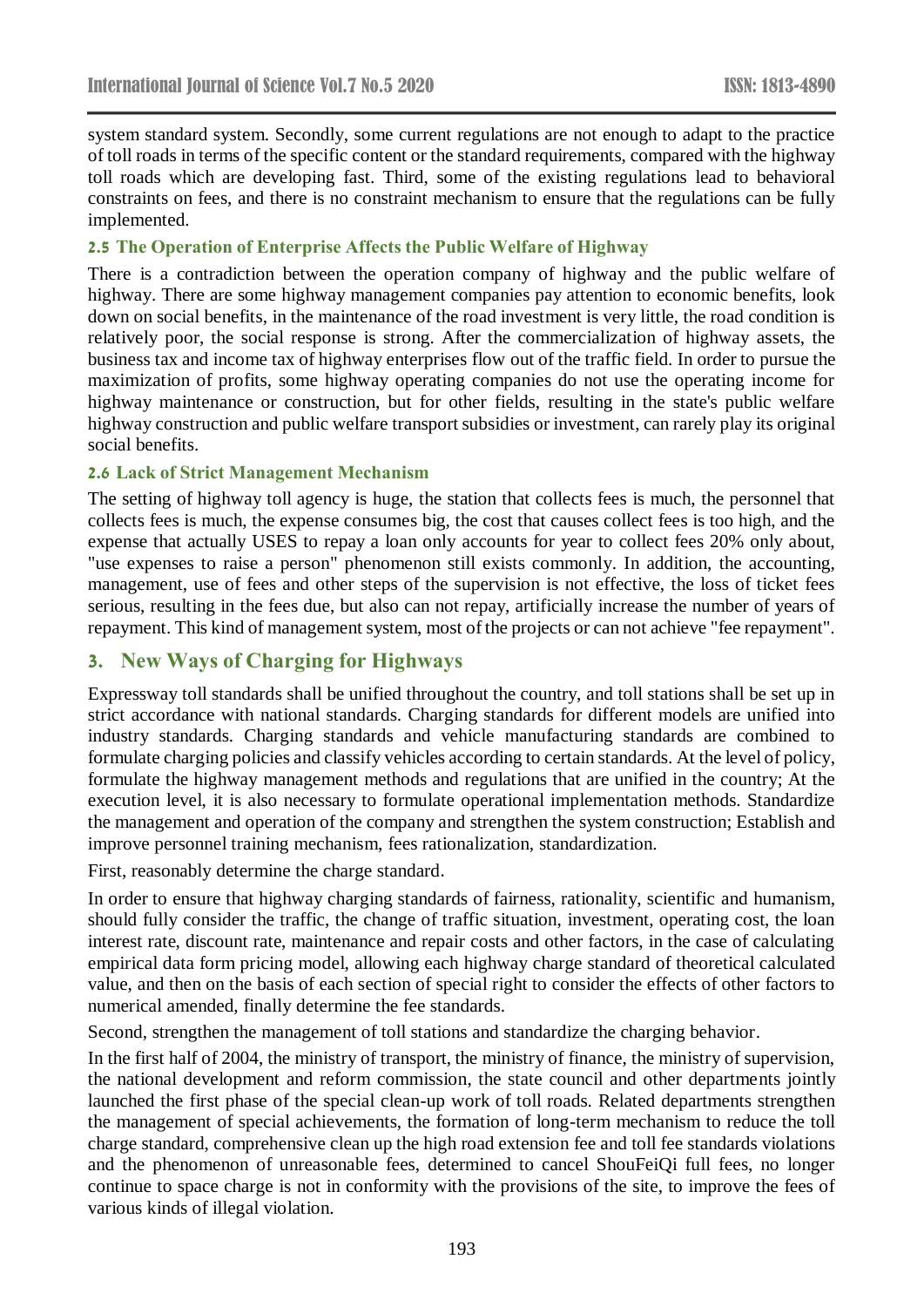system standard system. Secondly, some current regulations are not enough to adapt to the practice of toll roads in terms of the specific content or the standard requirements, compared with the highway toll roads which are developing fast. Third, some of the existing regulations lead to behavioral constraints on fees, and there is no constraint mechanism to ensure that the regulations can be fully implemented.

### 2.5 The Operation of Enterprise Affects the Public Welfare of Highway

There is a contradiction between the operation company of highway and the public welfare of highway. There are some highway management companies pay attention to economic benefits, look down on social benefits, in the maintenance of the road investment is very little, the road condition is relatively poor, the social response is strong. After the commercialization of highway assets, the business tax and income tax of highway enterprises flow out of the traffic field. In order to pursue the maximization of profits, some highway operating companies do not use the operating income for highway maintenance or construction, but for other fields, resulting in the state's public welfare highway construction and public welfare transport subsidies or investment, can rarely play its original social benefits.

### 2.6 Lack of Strict Management Mechanism

The setting of highway toll agency is huge, the station that collects fees is much, the personnel that collects fees is much, the expense consumes big, the cost that causes collect fees is too high, and the expense that actually USES to repay a loan only accounts for year to collect fees 20% only about, "use expenses to raise a person" phenomenon still exists commonly. In addition, the accounting, management, use of fees and other steps of the supervision is not effective, the loss of ticket fees serious, resulting in the fees due, but also can not repay, artificially increase the number of years of repayment. This kind of management system, most of the projects or can not achieve "fee repayment".

## 3. New Ways of Charging for Highways

Expressway toll standards shall be unified throughout the country, and toll stations shall be set up in strict accordance with national standards. Charging standards for different models are unified into industry standards. Charging standards and vehicle manufacturing standards are combined to formulate charging policies and classify vehicles according to certain standards. At the level of policy, formulate the highway management methods and regulations that are unified in the country; At the execution level, it is also necessary to formulate operational implementation methods. Standardize the management and operation of the company and strengthen the system construction; Establish and improve personnel training mechanism, fees rationalization, standardization.

First, reasonably determine the charge standard.

In order to ensure that highway charging standards of fairness, rationality, scientific and humanism, should fully consider the traffic, the change of traffic situation, investment, operating cost, the loan interest rate, discount rate, maintenance and repair costs and other factors, in the case of calculating empirical data form pricing model, allowing each highway charge standard of theoretical calculated value, and then on the basis of each section of special right to consider the effects of other factors to numerical amended, finally determine the fee standards.

Second, strengthen the management of toll stations and standardize the charging behavior.

In the first half of 2004, the ministry of transport, the ministry of finance, the ministry of supervision, the national development and reform commission, the state council and other departments jointly launched the first phase of the special clean-up work of toll roads. Related departments strengthen the management of special achievements, the formation of long-term mechanism to reduce the toll charge standard, comprehensive clean up the high road extension fee and toll fee standards violations and the phenomenon of unreasonable fees, determined to cancel ShouFeiQi full fees, no longer continue to space charge is not in conformity with the provisions of the site, to improve the fees of various kinds of illegal violation.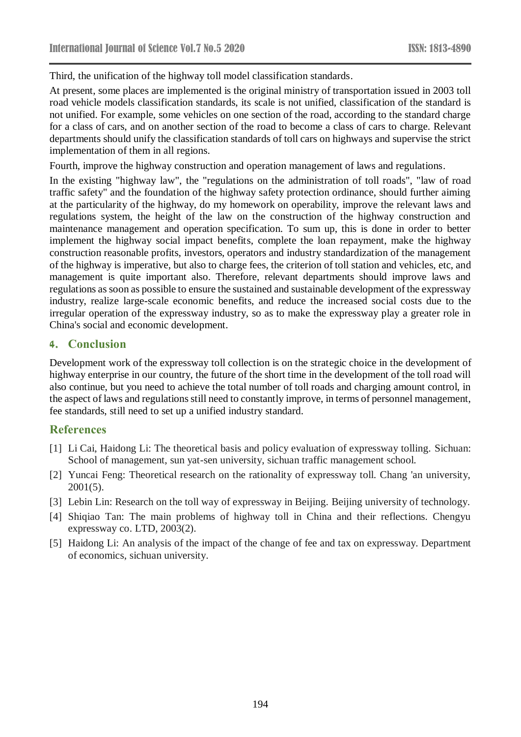Third, the unification of the highway toll model classification standards.

At present, some places are implemented is the original ministry of transportation issued in 2003 toll road vehicle models classification standards, its scale is not unified, classification of the standard is not unified. For example, some vehicles on one section of the road, according to the standard charge for a class of cars, and on another section of the road to become a class of cars to charge. Relevant departments should unify the classification standards of toll cars on highways and supervise the strict implementation of them in all regions.

Fourth, improve the highway construction and operation management of laws and regulations.

In the existing "highway law", the "regulations on the administration of toll roads", "law of road traffic safety" and the foundation of the highway safety protection ordinance, should further aiming at the particularity of the highway, do my homework on operability, improve the relevant laws and regulations system, the height of the law on the construction of the highway construction and maintenance management and operation specification. To sum up, this is done in order to better implement the highway social impact benefits, complete the loan repayment, make the highway construction reasonable profits, investors, operators and industry standardization of the management of the highway is imperative, but also to charge fees, the criterion of toll station and vehicles, etc, and management is quite important also. Therefore, relevant departments should improve laws and regulations as soon as possible to ensure the sustained and sustainable development of the expressway industry, realize large-scale economic benefits, and reduce the increased social costs due to the irregular operation of the expressway industry, so as to make the expressway play a greater role in China's social and economic development.

## 4. Conclusion

Development work of the expressway toll collection is on the strategic choice in the development of highway enterprise in our country, the future of the short time in the development of the toll road will also continue, but you need to achieve the total number of toll roads and charging amount control, in the aspect of laws and regulations still need to constantly improve, in terms of personnel management, fee standards, still need to set up a unified industry standard.

## References

[1] Li Cai, Haidong Li: The theoretical basis and policy evaluation of expressway tolling. Sichuan: School of management, sun yat-sen university, sichuan traffic management school.

[2] Yuncai Feng: Theoretical research on the rationality of expressway toll. Chang 'an university, 2001(5).

[3] Lebin Lin: Research on the toll way of expressway in Beijing. Beijing university of technology.

[4] Shiqiao Tan: The main problems of highway toll in China and their reflections. Chengyu expressway co. LTD, 2003(2).

[5] Haidong Li: An analysis of the impact of the change of fee and tax on expressway. Department of economics, sichuan university.